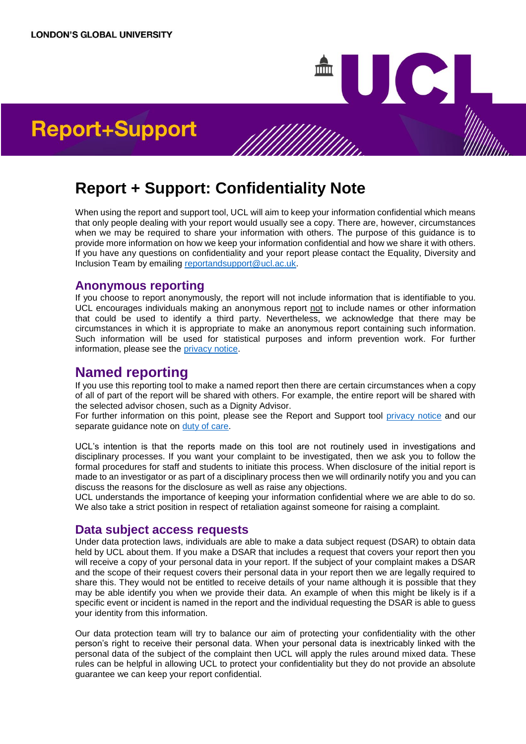LONDON'S GLOBAL UNIVERSITY

# Report+Support

# Report + Support: Confidentiality Note

When using the report and support tool, UCL will aim to keep your information confidential which means that only people dealing with your report would usually see a copy. There are, however, circumstances when we may be required to share your information with others. The purpose of this guidance is to provide more information on how we keep your information confidential and how we share it with others. If you have any questions on confidentiality and your report please contact the Equality, Diversity and Inclusion Team by emailing reportandsupport@ucl.ac.uk.

## Anonymous reporting

If you choose to report anonymously, the report will not include information that is identifiable to you. UCL encourages individuals making an anonymous report not to include names or other information that could be used to identify a third party. Nevertheless, we acknowledge that there may be circumstances in which it is appropriate to make an anonymous report containing such information. Such information will be used for statistical purposes and inform prevention work. For further information, please see the privacy notice.

## Named reporting

If you use this reporting tool to make a named report then there are certain circumstances when a copy of all of part of the report will be shared with others. For example, the entire report will be shared with the selected advisor chosen, such as a Dignity Advisor.
For further information on this point, please see the Report and Support tool privacy notice and our separate guidance note on duty of care.

UCL's intention is that the reports made on this tool are not routinely used in investigations and disciplinary processes. If you want your complaint to be investigated, then we ask you to follow the formal procedures for staff and students to initiate this process. When disclosure of the initial report is made to an investigator or as part of a disciplinary process then we will ordinarily notify you and you can discuss the reasons for the disclosure as well as raise any objections.
UCL understands the importance of keeping your information confidential where we are able to do so. We also take a strict position in respect of retaliation against someone for raising a complaint.

## Data subject access requests

Under data protection laws, individuals are able to make a data subject request (DSAR) to obtain data held by UCL about them. If you make a DSAR that includes a request that covers your report then you will receive a copy of your personal data in your report. If the subject of your complaint makes a DSAR and the scope of their request covers their personal data in your report then we are legally required to share this. They would not be entitled to receive details of your name although it is possible that they may be able identify you when we provide their data. An example of when this might be likely is if a specific event or incident is named in the report and the individual requesting the DSAR is able to guess your identity from this information.

Our data protection team will try to balance our aim of protecting your confidentiality with the other person's right to receive their personal data. When your personal data is inextricably linked with the personal data of the subject of the complaint then UCL will apply the rules around mixed data. These rules can be helpful in allowing UCL to protect your confidentiality but they do not provide an absolute guarantee we can keep your report confidential.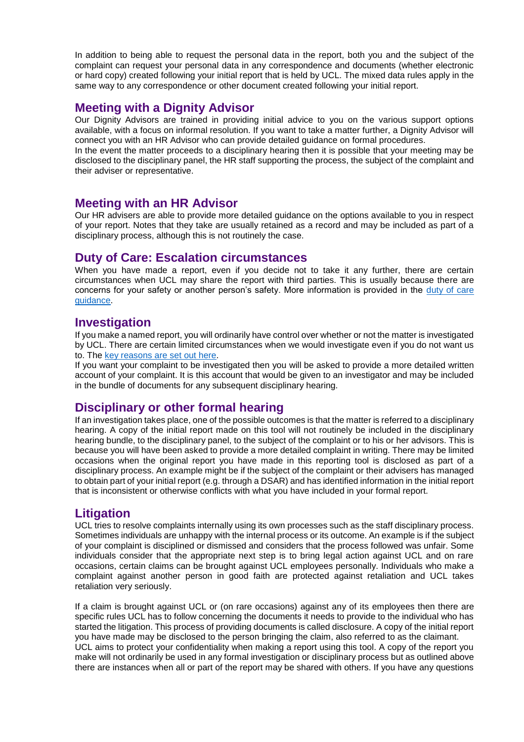In addition to being able to request the personal data in the report, both you and the subject of the complaint can request your personal data in any correspondence and documents (whether electronic or hard copy) created following your initial report that is held by UCL. The mixed data rules apply in the same way to any correspondence or other document created following your initial report.

## Meeting with a Dignity Advisor

Our Dignity Advisors are trained in providing initial advice to you on the various support options available, with a focus on informal resolution. If you want to take a matter further, a Dignity Advisor will connect you with an HR Advisor who can provide detailed guidance on formal procedures.

In the event the matter proceeds to a disciplinary hearing then it is possible that your meeting may be disclosed to the disciplinary panel, the HR staff supporting the process, the subject of the complaint and their adviser or representative.

## Meeting with an HR Advisor

Our HR advisers are able to provide more detailed guidance on the options available to you in respect of your report. Notes that they take are usually retained as a record and may be included as part of a disciplinary process, although this is not routinely the case.

## Duty of Care: Escalation circumstances

When you have made a report, even if you decide not to take it any further, there are certain circumstances when UCL may share the report with third parties. This is usually because there are concerns for your safety or another person's safety. More information is provided in the duty of care guidance.

## Investigation

If you make a named report, you will ordinarily have control over whether or not the matter is investigated by UCL. There are certain limited circumstances when we would investigate even if you do not want us to. The key reasons are set out here.

If you want your complaint to be investigated then you will be asked to provide a more detailed written account of your complaint. It is this account that would be given to an investigator and may be included in the bundle of documents for any subsequent disciplinary hearing.

## Disciplinary or other formal hearing

If an investigation takes place, one of the possible outcomes is that the matter is referred to a disciplinary hearing. A copy of the initial report made on this tool will not routinely be included in the disciplinary hearing bundle, to the disciplinary panel, to the subject of the complaint or to his or her advisors. This is because you will have been asked to provide a more detailed complaint in writing. There may be limited occasions when the original report you have made in this reporting tool is disclosed as part of a disciplinary process. An example might be if the subject of the complaint or their advisers has managed to obtain part of your initial report (e.g. through a DSAR) and has identified information in the initial report that is inconsistent or otherwise conflicts with what you have included in your formal report.

## Litigation

UCL tries to resolve complaints internally using its own processes such as the staff disciplinary process. Sometimes individuals are unhappy with the internal process or its outcome. An example is if the subject of your complaint is disciplined or dismissed and considers that the process followed was unfair. Some individuals consider that the appropriate next step is to bring legal action against UCL and on rare occasions, certain claims can be brought against UCL employees personally. Individuals who make a complaint against another person in good faith are protected against retaliation and UCL takes retaliation very seriously.

If a claim is brought against UCL or (on rare occasions) against any of its employees then there are specific rules UCL has to follow concerning the documents it needs to provide to the individual who has started the litigation. This process of providing documents is called disclosure. A copy of the initial report you have made may be disclosed to the person bringing the claim, also referred to as the claimant.

UCL aims to protect your confidentiality when making a report using this tool. A copy of the report you make will not ordinarily be used in any formal investigation or disciplinary process but as outlined above there are instances when all or part of the report may be shared with others. If you have any questions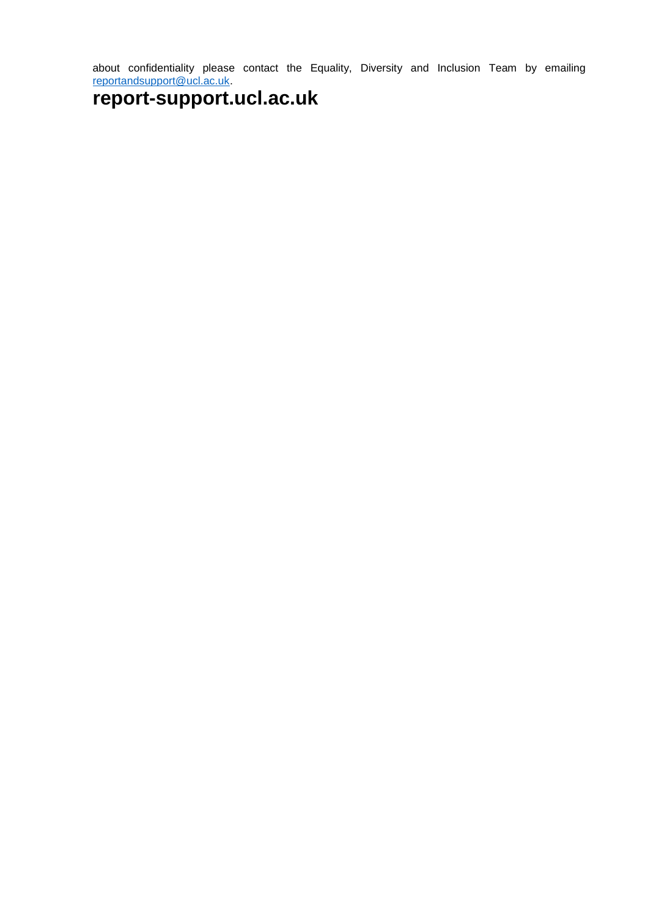about confidentiality please contact the Equality, Diversity and Inclusion Team by emailing [reportandsupport@ucl.ac.uk](mailto:reportandsupport@ucl.ac.uk).

# report-support.ucl.ac.uk